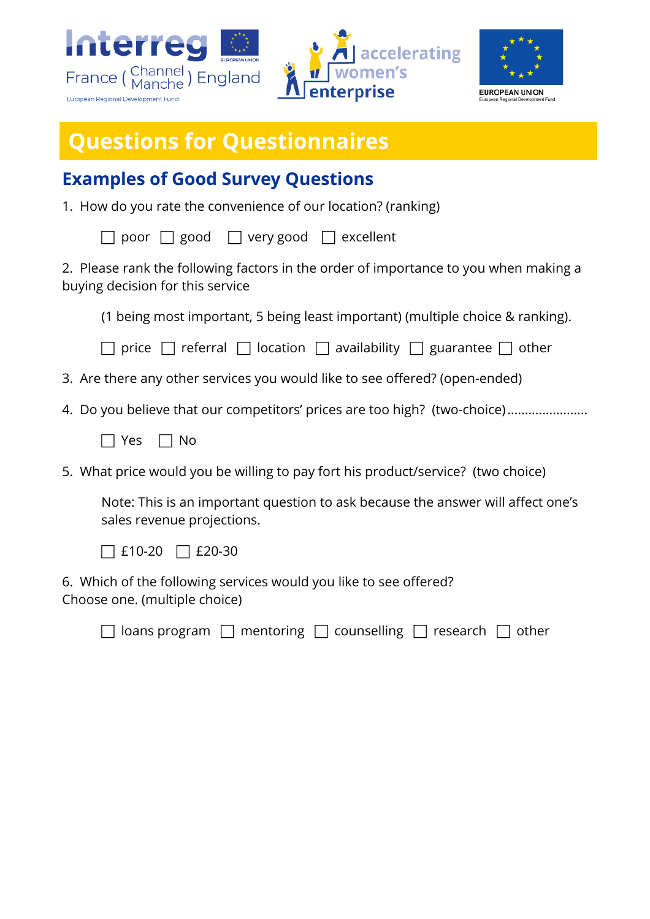# Questions for Questionnaires

## Examples of Good Survey Questions

1. How do you rate the convenience of our location? (ranking)

   ☐ poor ☐ good ☐ very good ☐ excellent

2. Please rank the following factors in the order of importance to you when making a buying decision for this service

   (1 being most important, 5 being least important) (multiple choice & ranking).

   ☐ price ☐ referral ☐ location ☐ availability ☐ guarantee ☐ other

3. Are there any other services you would like to see offered? (open-ended)

4. Do you believe that our competitors' prices are too high? (two-choice).......................

   ☐ Yes ☐ No

5. What price would you be willing to pay fort his product/service? (two choice)

   Note: This is an important question to ask because the answer will affect one's sales revenue projections.

   ☐ £10-20 ☐ £20-30

6. Which of the following services would you like to see offered? Choose one. (multiple choice)

   ☐ loans program ☐ mentoring ☐ counselling ☐ research ☐ other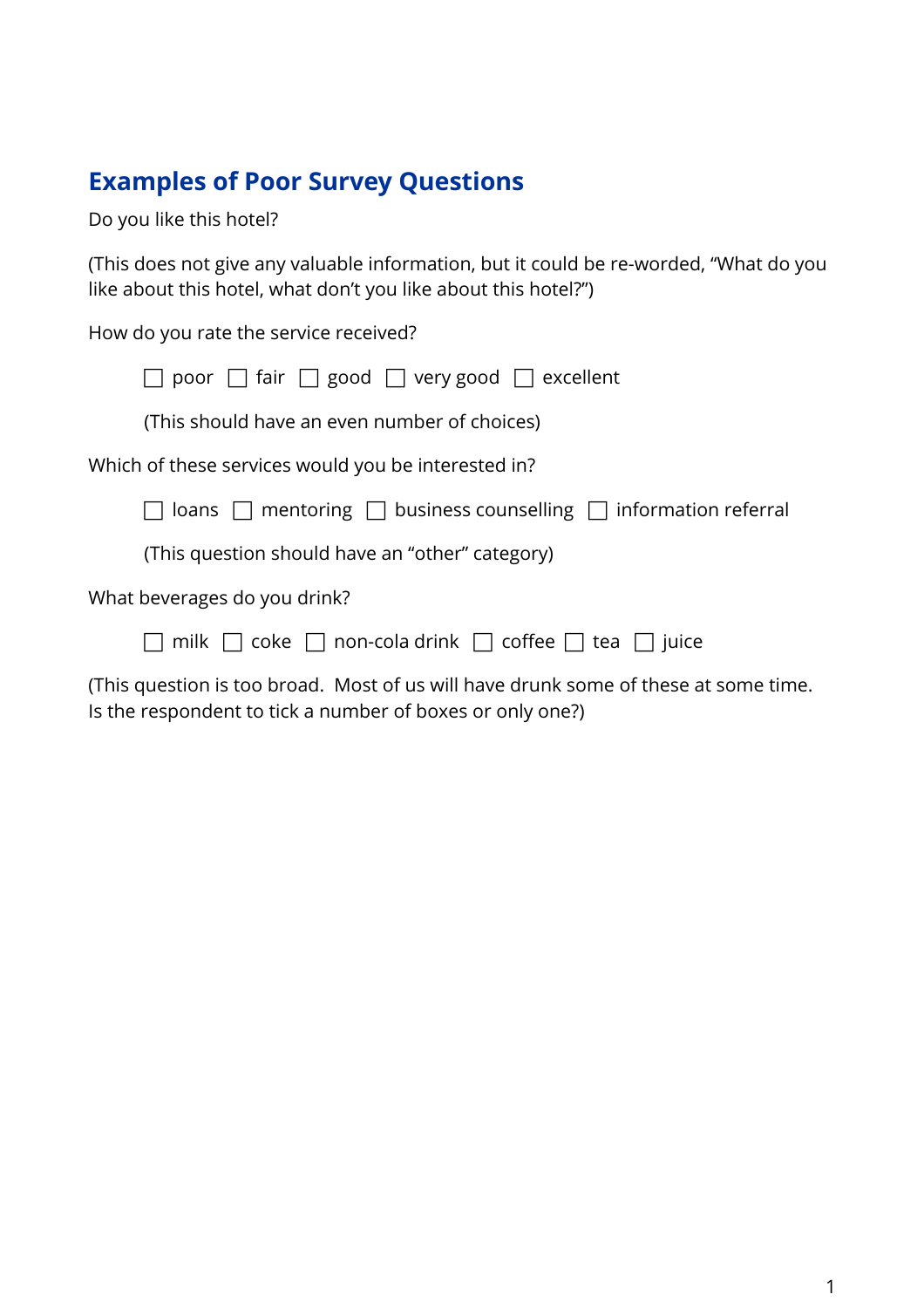## Examples of Poor Survey Questions

Do you like this hotel?

(This does not give any valuable information, but it could be re-worded, “What do you like about this hotel, what don’t you like about this hotel?”)

How do you rate the service received?

☐ poor ☐ fair ☐ good ☐ very good ☐ excellent

(This should have an even number of choices)

Which of these services would you be interested in?

☐ loans ☐ mentoring ☐ business counselling ☐ information referral

(This question should have an “other” category)

What beverages do you drink?

☐ milk ☐ coke ☐ non-cola drink ☐ coffee ☐ tea ☐ juice

(This question is too broad. Most of us will have drunk some of these at some time. Is the respondent to tick a number of boxes or only one?)